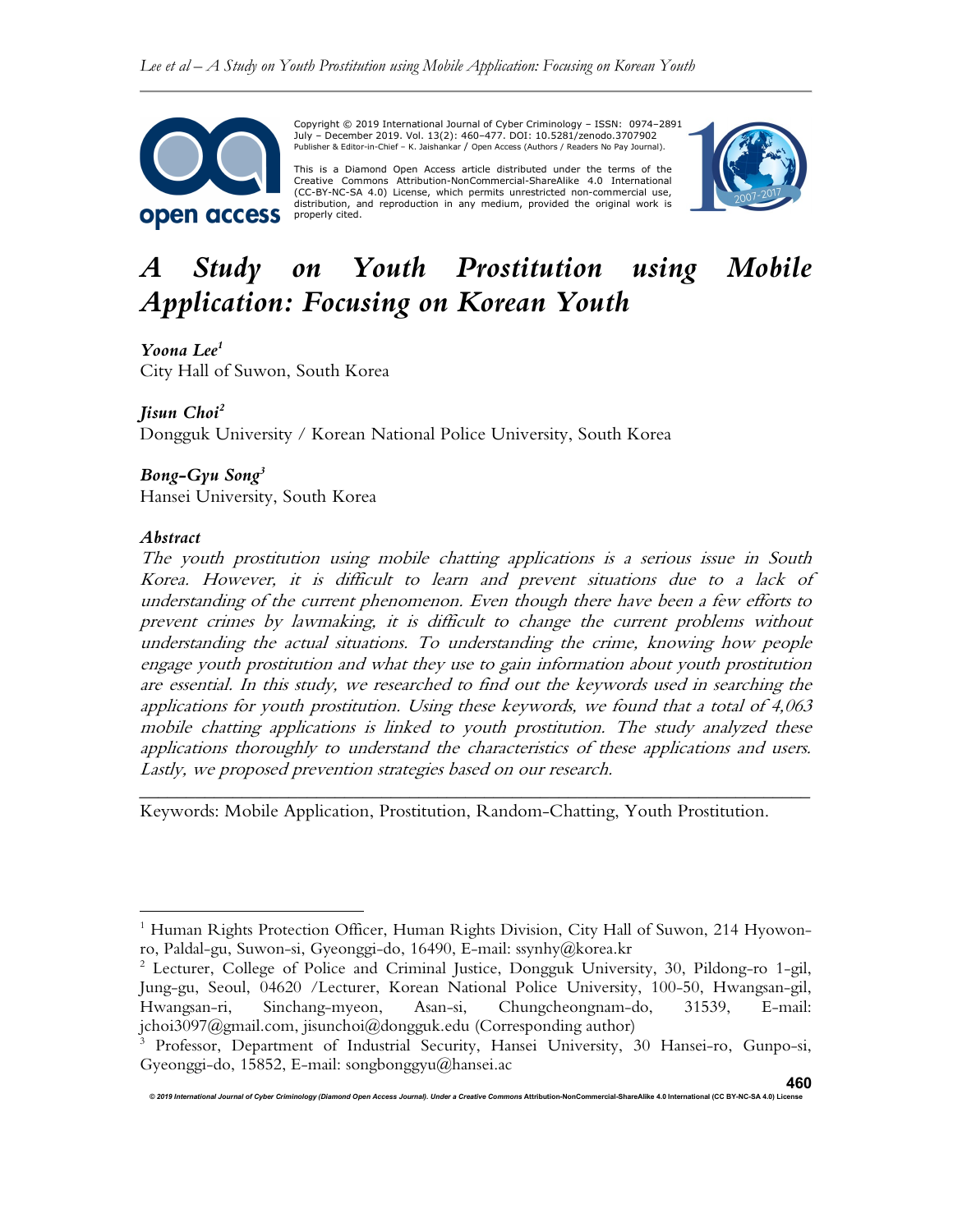Copyright © 2019 International Journal of Cyber Criminology – ISSN: 0974–2891 July – December 2019. Vol. 13(2): 460–477. DOI: 10.5281/zenodo.3707902
Publisher & Editor-in-Chief – K. Jaishankar / Open Access (Authors / Readers No Pay Journal).

This is a Diamond Open Access article distributed under the terms of the Creative Commons Attribution-NonCommercial-ShareAlike 4.0 International (CC-BY-NC-SA 4.0) License, which permits unrestricted non-commercial use, distribution, and reproduction in any medium, provided the original work is properly cited.

# *A Study on Youth Prostitution using Mobile Application: Focusing on Korean Youth*

***Yoona Lee*[1]**
City Hall of Suwon, South Korea

***Jisun Choi*[2]**
Dongguk University / Korean National Police University, South Korea

***Bong-Gyu Song*[3]**
Hansei University, South Korea

### *Abstract*

*The youth prostitution using mobile chatting applications is a serious issue in South Korea. However, it is difficult to learn and prevent situations due to a lack of understanding of the current phenomenon. Even though there have been a few efforts to prevent crimes by lawmaking, it is difficult to change the current problems without understanding the actual situations. To understanding the crime, knowing how people engage youth prostitution and what they use to gain information about youth prostitution are essential. In this study, we researched to find out the keywords used in searching the applications for youth prostitution. Using these keywords, we found that a total of 4,063 mobile chatting applications is linked to youth prostitution. The study analyzed these applications thoroughly to understand the characteristics of these applications and users. Lastly, we proposed prevention strategies based on our research.*

---

Keywords: Mobile Application, Prostitution, Random-Chatting, Youth Prostitution.

---

[1] Human Rights Protection Officer, Human Rights Division, City Hall of Suwon, 214 Hyowon-ro, Paldal-gu, Suwon-si, Gyeonggi-do, 16490, E-mail: ssynhy@korea.kr

[2] Lecturer, College of Police and Criminal Justice, Dongguk University, 30, Pildong-ro 1-gil, Jung-gu, Seoul, 04620 /Lecturer, Korean National Police University, 100-50, Hwangsan-gil, Hwangsan-ri, Sinchang-myeon, Asan-si, Chungcheongnam-do, 31539, E-mail: jchoi3097@gmail.com, jisunchoi@dongguk.edu (Corresponding author)

[3] Professor, Department of Industrial Security, Hansei University, 30 Hansei-ro, Gunpo-si, Gyeonggi-do, 15852, E-mail: songbonggyu@hansei.ac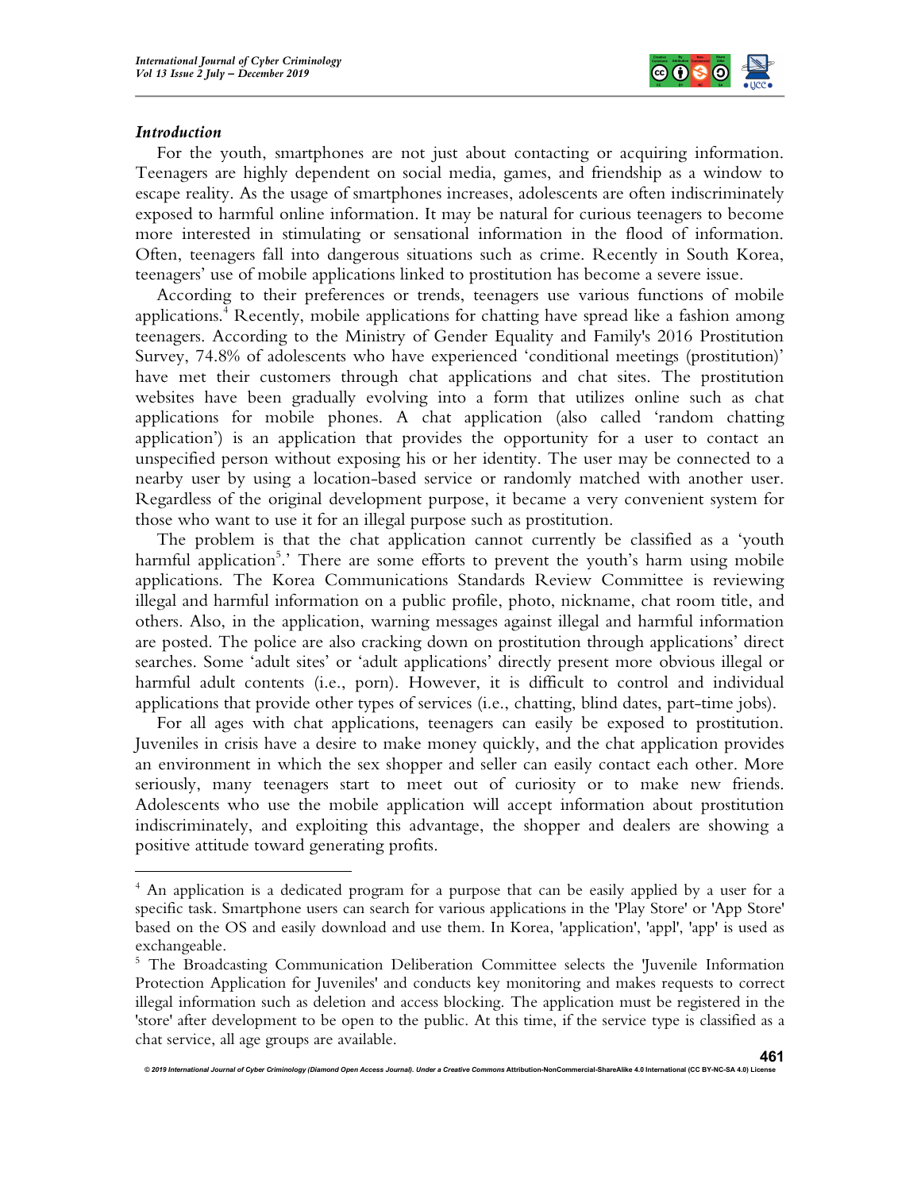### *Introduction*

For the youth, smartphones are not just about contacting or acquiring information. Teenagers are highly dependent on social media, games, and friendship as a window to escape reality. As the usage of smartphones increases, adolescents are often indiscriminately exposed to harmful online information. It may be natural for curious teenagers to become more interested in stimulating or sensational information in the flood of information. Often, teenagers fall into dangerous situations such as crime. Recently in South Korea, teenagers' use of mobile applications linked to prostitution has become a severe issue.

According to their preferences or trends, teenagers use various functions of mobile applications.[4] Recently, mobile applications for chatting have spread like a fashion among teenagers. According to the Ministry of Gender Equality and Family's 2016 Prostitution Survey, 74.8% of adolescents who have experienced 'conditional meetings (prostitution)' have met their customers through chat applications and chat sites. The prostitution websites have been gradually evolving into a form that utilizes online such as chat applications for mobile phones. A chat application (also called 'random chatting application') is an application that provides the opportunity for a user to contact an unspecified person without exposing his or her identity. The user may be connected to a nearby user by using a location-based service or randomly matched with another user. Regardless of the original development purpose, it became a very convenient system for those who want to use it for an illegal purpose such as prostitution.

The problem is that the chat application cannot currently be classified as a 'youth harmful application[5].' There are some efforts to prevent the youth's harm using mobile applications. The Korea Communications Standards Review Committee is reviewing illegal and harmful information on a public profile, photo, nickname, chat room title, and others. Also, in the application, warning messages against illegal and harmful information are posted. The police are also cracking down on prostitution through applications' direct searches. Some 'adult sites' or 'adult applications' directly present more obvious illegal or harmful adult contents (i.e., porn). However, it is difficult to control and individual applications that provide other types of services (i.e., chatting, blind dates, part-time jobs).

For all ages with chat applications, teenagers can easily be exposed to prostitution. Juveniles in crisis have a desire to make money quickly, and the chat application provides an environment in which the sex shopper and seller can easily contact each other. More seriously, many teenagers start to meet out of curiosity or to make new friends. Adolescents who use the mobile application will accept information about prostitution indiscriminately, and exploiting this advantage, the shopper and dealers are showing a positive attitude toward generating profits.

---

[4] An application is a dedicated program for a purpose that can be easily applied by a user for a specific task. Smartphone users can search for various applications in the 'Play Store' or 'App Store' based on the OS and easily download and use them. In Korea, 'application', 'appl', 'app' is used as exchangeable.

[5] The Broadcasting Communication Deliberation Committee selects the 'Juvenile Information Protection Application for Juveniles' and conducts key monitoring and makes requests to correct illegal information such as deletion and access blocking. The application must be registered in the 'store' after development to be open to the public. At this time, if the service type is classified as a chat service, all age groups are available.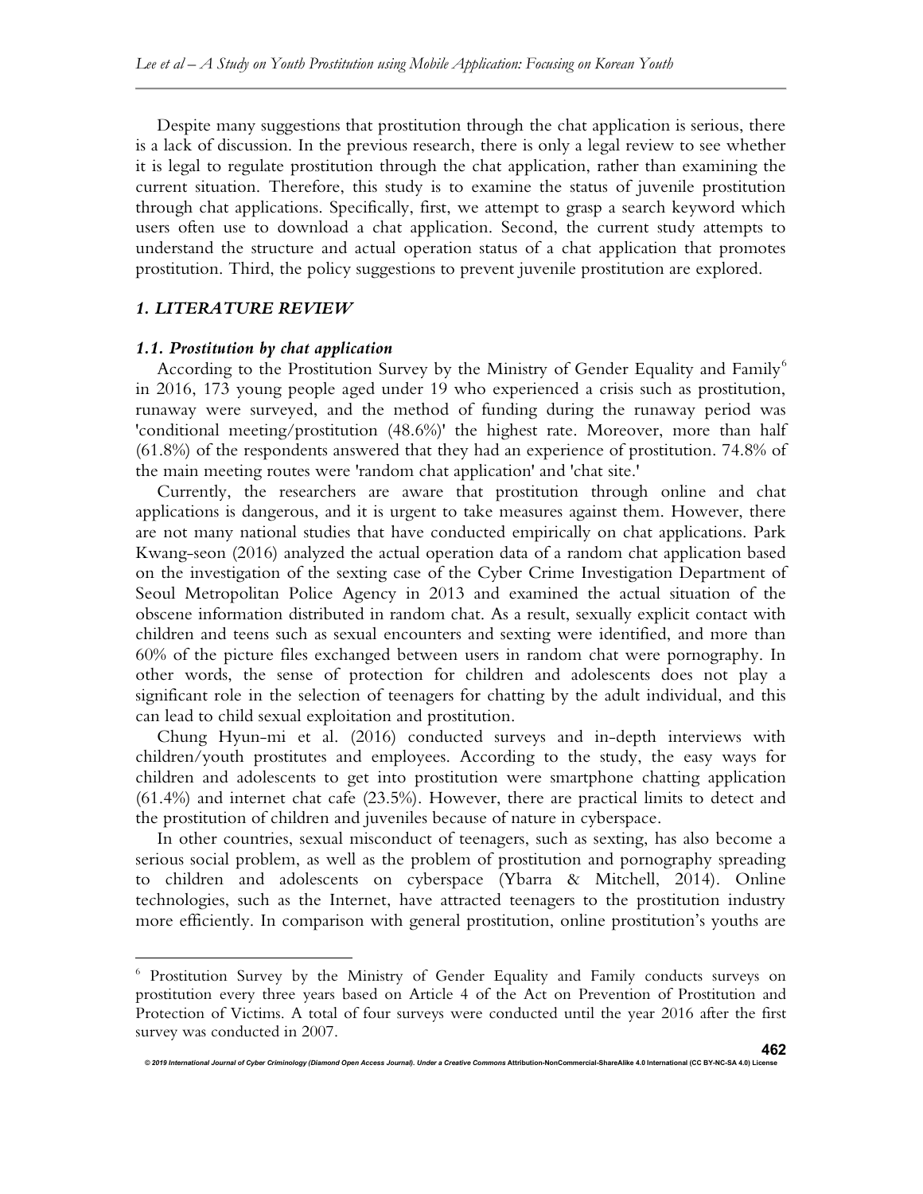Despite many suggestions that prostitution through the chat application is serious, there is a lack of discussion. In the previous research, there is only a legal review to see whether it is legal to regulate prostitution through the chat application, rather than examining the current situation. Therefore, this study is to examine the status of juvenile prostitution through chat applications. Specifically, first, we attempt to grasp a search keyword which users often use to download a chat application. Second, the current study attempts to understand the structure and actual operation status of a chat application that promotes prostitution. Third, the policy suggestions to prevent juvenile prostitution are explored.

## *1. LITERATURE REVIEW*

### *1.1. Prostitution by chat application*

According to the Prostitution Survey by the Ministry of Gender Equality and Family[6] in 2016, 173 young people aged under 19 who experienced a crisis such as prostitution, runaway were surveyed, and the method of funding during the runaway period was 'conditional meeting/prostitution (48.6%)' the highest rate. Moreover, more than half (61.8%) of the respondents answered that they had an experience of prostitution. 74.8% of the main meeting routes were 'random chat application' and 'chat site.'

Currently, the researchers are aware that prostitution through online and chat applications is dangerous, and it is urgent to take measures against them. However, there are not many national studies that have conducted empirically on chat applications. Park Kwang-seon (2016) analyzed the actual operation data of a random chat application based on the investigation of the sexting case of the Cyber Crime Investigation Department of Seoul Metropolitan Police Agency in 2013 and examined the actual situation of the obscene information distributed in random chat. As a result, sexually explicit contact with children and teens such as sexual encounters and sexting were identified, and more than 60% of the picture files exchanged between users in random chat were pornography. In other words, the sense of protection for children and adolescents does not play a significant role in the selection of teenagers for chatting by the adult individual, and this can lead to child sexual exploitation and prostitution.

Chung Hyun-mi et al. (2016) conducted surveys and in-depth interviews with children/youth prostitutes and employees. According to the study, the easy ways for children and adolescents to get into prostitution were smartphone chatting application (61.4%) and internet chat cafe (23.5%). However, there are practical limits to detect and the prostitution of children and juveniles because of nature in cyberspace.

In other countries, sexual misconduct of teenagers, such as sexting, has also become a serious social problem, as well as the problem of prostitution and pornography spreading to children and adolescents on cyberspace (Ybarra & Mitchell, 2014). Online technologies, such as the Internet, have attracted teenagers to the prostitution industry more efficiently. In comparison with general prostitution, online prostitution's youths are

---

[6] Prostitution Survey by the Ministry of Gender Equality and Family conducts surveys on prostitution every three years based on Article 4 of the Act on Prevention of Prostitution and Protection of Victims. A total of four surveys were conducted until the year 2016 after the first survey was conducted in 2007.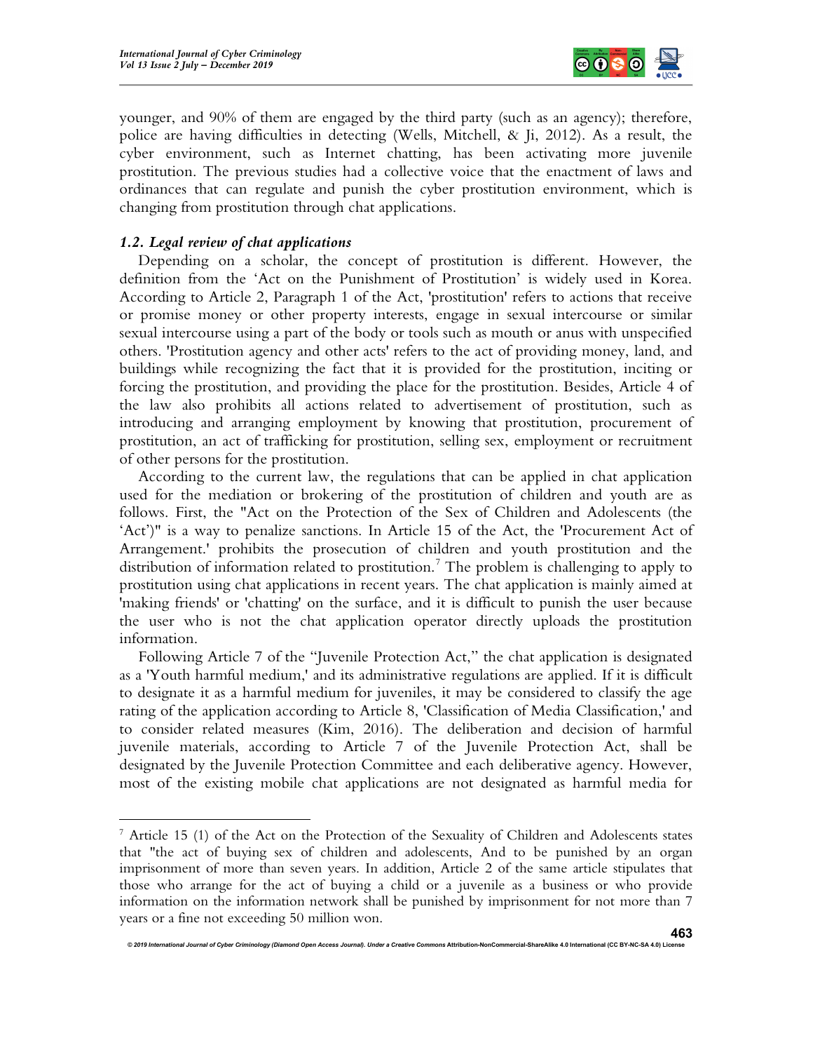younger, and 90% of them are engaged by the third party (such as an agency); therefore, police are having difficulties in detecting (Wells, Mitchell, & Ji, 2012). As a result, the cyber environment, such as Internet chatting, has been activating more juvenile prostitution. The previous studies had a collective voice that the enactment of laws and ordinances that can regulate and punish the cyber prostitution environment, which is changing from prostitution through chat applications.

### *1.2. Legal review of chat applications*

Depending on a scholar, the concept of prostitution is different. However, the definition from the 'Act on the Punishment of Prostitution' is widely used in Korea. According to Article 2, Paragraph 1 of the Act, 'prostitution' refers to actions that receive or promise money or other property interests, engage in sexual intercourse or similar sexual intercourse using a part of the body or tools such as mouth or anus with unspecified others. 'Prostitution agency and other acts' refers to the act of providing money, land, and buildings while recognizing the fact that it is provided for the prostitution, inciting or forcing the prostitution, and providing the place for the prostitution. Besides, Article 4 of the law also prohibits all actions related to advertisement of prostitution, such as introducing and arranging employment by knowing that prostitution, procurement of prostitution, an act of trafficking for prostitution, selling sex, employment or recruitment of other persons for the prostitution.

According to the current law, the regulations that can be applied in chat application used for the mediation or brokering of the prostitution of children and youth are as follows. First, the "Act on the Protection of the Sex of Children and Adolescents (the 'Act')" is a way to penalize sanctions. In Article 15 of the Act, the 'Procurement Act of Arrangement.' prohibits the prosecution of children and youth prostitution and the distribution of information related to prostitution.[7] The problem is challenging to apply to prostitution using chat applications in recent years. The chat application is mainly aimed at 'making friends' or 'chatting' on the surface, and it is difficult to punish the user because the user who is not the chat application operator directly uploads the prostitution information.

Following Article 7 of the "Juvenile Protection Act," the chat application is designated as a 'Youth harmful medium,' and its administrative regulations are applied. If it is difficult to designate it as a harmful medium for juveniles, it may be considered to classify the age rating of the application according to Article 8, 'Classification of Media Classification,' and to consider related measures (Kim, 2016). The deliberation and decision of harmful juvenile materials, according to Article 7 of the Juvenile Protection Act, shall be designated by the Juvenile Protection Committee and each deliberative agency. However, most of the existing mobile chat applications are not designated as harmful media for

---

[7] Article 15 (1) of the Act on the Protection of the Sexuality of Children and Adolescents states that "the act of buying sex of children and adolescents, And to be punished by an organ imprisonment of more than seven years. In addition, Article 2 of the same article stipulates that those who arrange for the act of buying a child or a juvenile as a business or who provide information on the information network shall be punished by imprisonment for not more than 7 years or a fine not exceeding 50 million won.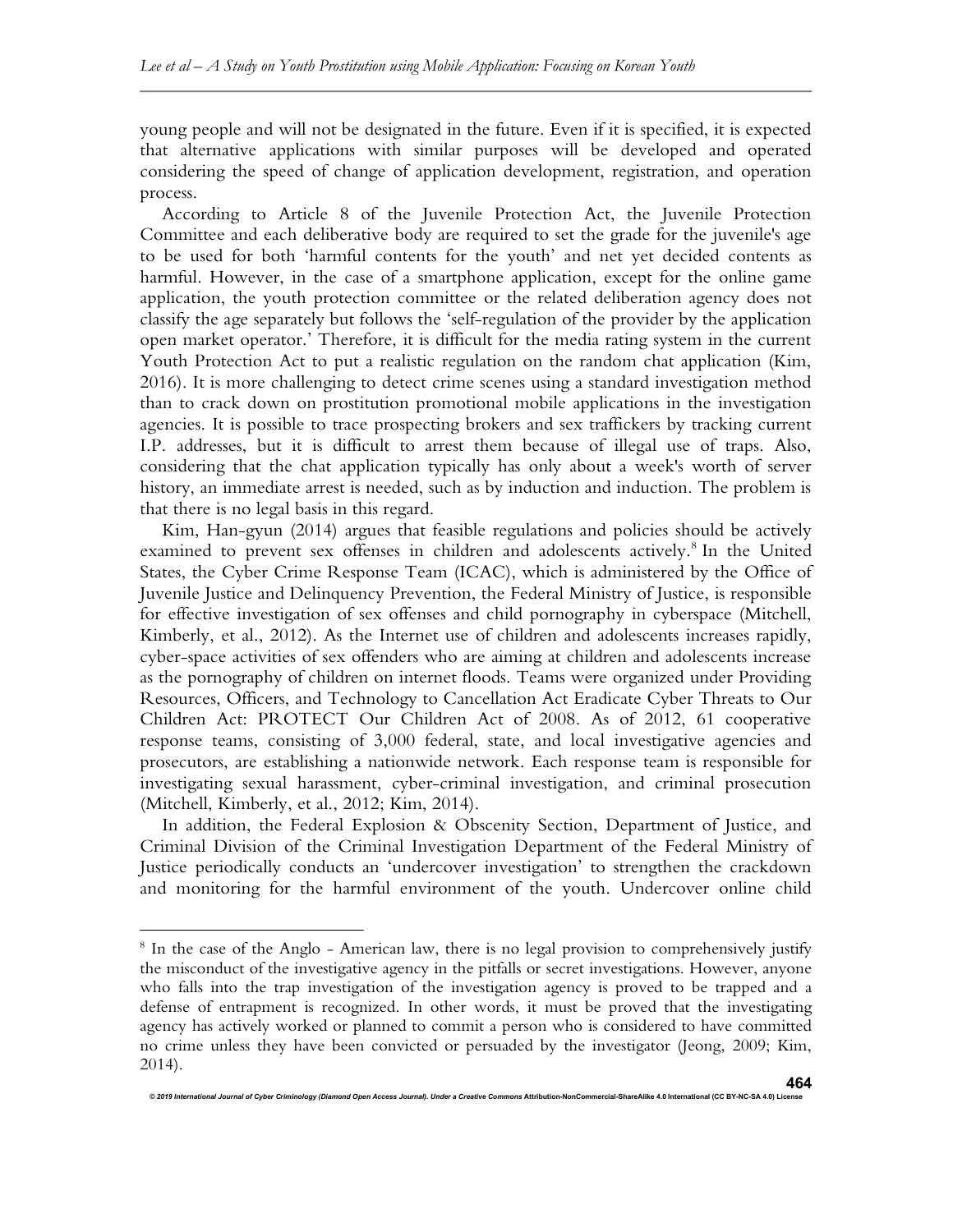young people and will not be designated in the future. Even if it is specified, it is expected that alternative applications with similar purposes will be developed and operated considering the speed of change of application development, registration, and operation process.

According to Article 8 of the Juvenile Protection Act, the Juvenile Protection Committee and each deliberative body are required to set the grade for the juvenile's age to be used for both 'harmful contents for the youth' and net yet decided contents as harmful. However, in the case of a smartphone application, except for the online game application, the youth protection committee or the related deliberation agency does not classify the age separately but follows the 'self-regulation of the provider by the application open market operator.' Therefore, it is difficult for the media rating system in the current Youth Protection Act to put a realistic regulation on the random chat application (Kim, 2016). It is more challenging to detect crime scenes using a standard investigation method than to crack down on prostitution promotional mobile applications in the investigation agencies. It is possible to trace prospecting brokers and sex traffickers by tracking current I.P. addresses, but it is difficult to arrest them because of illegal use of traps. Also, considering that the chat application typically has only about a week's worth of server history, an immediate arrest is needed, such as by induction and induction. The problem is that there is no legal basis in this regard.

Kim, Han-gyun (2014) argues that feasible regulations and policies should be actively examined to prevent sex offenses in children and adolescents actively.[8] In the United States, the Cyber Crime Response Team (ICAC), which is administered by the Office of Juvenile Justice and Delinquency Prevention, the Federal Ministry of Justice, is responsible for effective investigation of sex offenses and child pornography in cyberspace (Mitchell, Kimberly, et al., 2012). As the Internet use of children and adolescents increases rapidly, cyber-space activities of sex offenders who are aiming at children and adolescents increase as the pornography of children on internet floods. Teams were organized under Providing Resources, Officers, and Technology to Cancellation Act Eradicate Cyber Threats to Our Children Act: PROTECT Our Children Act of 2008. As of 2012, 61 cooperative response teams, consisting of 3,000 federal, state, and local investigative agencies and prosecutors, are establishing a nationwide network. Each response team is responsible for investigating sexual harassment, cyber-criminal investigation, and criminal prosecution (Mitchell, Kimberly, et al., 2012; Kim, 2014).

In addition, the Federal Explosion & Obscenity Section, Department of Justice, and Criminal Division of the Criminal Investigation Department of the Federal Ministry of Justice periodically conducts an 'undercover investigation' to strengthen the crackdown and monitoring for the harmful environment of the youth. Undercover online child

---

[8] In the case of the Anglo - American law, there is no legal provision to comprehensively justify the misconduct of the investigative agency in the pitfalls or secret investigations. However, anyone who falls into the trap investigation of the investigation agency is proved to be trapped and a defense of entrapment is recognized. In other words, it must be proved that the investigating agency has actively worked or planned to commit a person who is considered to have committed no crime unless they have been convicted or persuaded by the investigator (Jeong, 2009; Kim, 2014).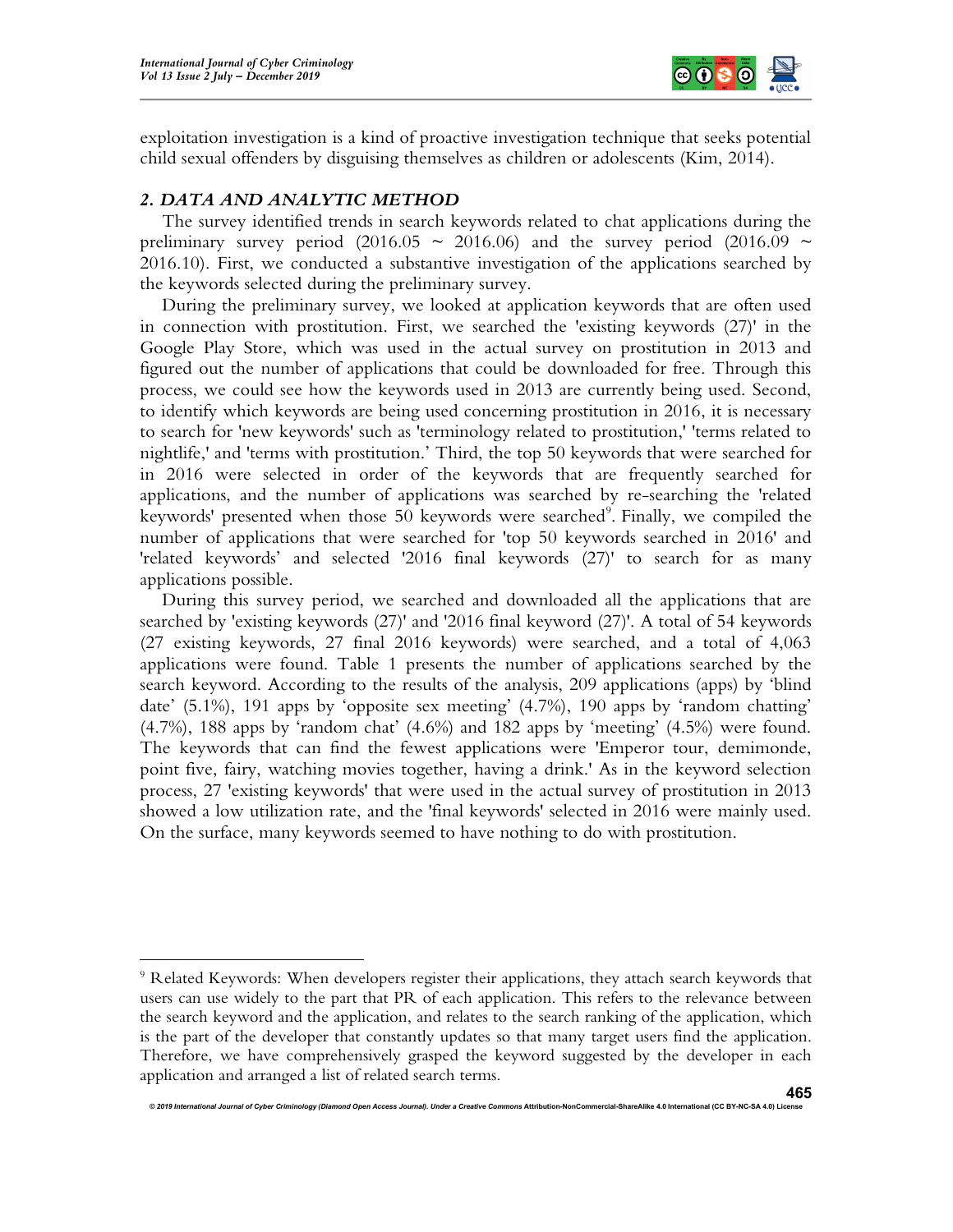exploitation investigation is a kind of proactive investigation technique that seeks potential child sexual offenders by disguising themselves as children or adolescents (Kim, 2014).

### *2. DATA AND ANALYTIC METHOD*

The survey identified trends in search keywords related to chat applications during the preliminary survey period (2016.05 ~ 2016.06) and the survey period (2016.09 ~ 2016.10). First, we conducted a substantive investigation of the applications searched by the keywords selected during the preliminary survey.

During the preliminary survey, we looked at application keywords that are often used in connection with prostitution. First, we searched the 'existing keywords (27)' in the Google Play Store, which was used in the actual survey on prostitution in 2013 and figured out the number of applications that could be downloaded for free. Through this process, we could see how the keywords used in 2013 are currently being used. Second, to identify which keywords are being used concerning prostitution in 2016, it is necessary to search for 'new keywords' such as 'terminology related to prostitution,' 'terms related to nightlife,' and 'terms with prostitution.' Third, the top 50 keywords that were searched for in 2016 were selected in order of the keywords that are frequently searched for applications, and the number of applications was searched by re-searching the 'related keywords' presented when those 50 keywords were searched[9]. Finally, we compiled the number of applications that were searched for 'top 50 keywords searched in 2016' and 'related keywords' and selected '2016 final keywords (27)' to search for as many applications possible.

During this survey period, we searched and downloaded all the applications that are searched by 'existing keywords (27)' and '2016 final keyword (27)'. A total of 54 keywords (27 existing keywords, 27 final 2016 keywords) were searched, and a total of 4,063 applications were found. Table 1 presents the number of applications searched by the search keyword. According to the results of the analysis, 209 applications (apps) by 'blind date' (5.1%), 191 apps by 'opposite sex meeting' (4.7%), 190 apps by 'random chatting' (4.7%), 188 apps by 'random chat' (4.6%) and 182 apps by 'meeting' (4.5%) were found. The keywords that can find the fewest applications were 'Emperor tour, demimonde, point five, fairy, watching movies together, having a drink.' As in the keyword selection process, 27 'existing keywords' that were used in the actual survey of prostitution in 2013 showed a low utilization rate, and the 'final keywords' selected in 2016 were mainly used. On the surface, many keywords seemed to have nothing to do with prostitution.

---

[9] Related Keywords: When developers register their applications, they attach search keywords that users can use widely to the part that PR of each application. This refers to the relevance between the search keyword and the application, and relates to the search ranking of the application, which is the part of the developer that constantly updates so that many target users find the application. Therefore, we have comprehensively grasped the keyword suggested by the developer in each application and arranged a list of related search terms.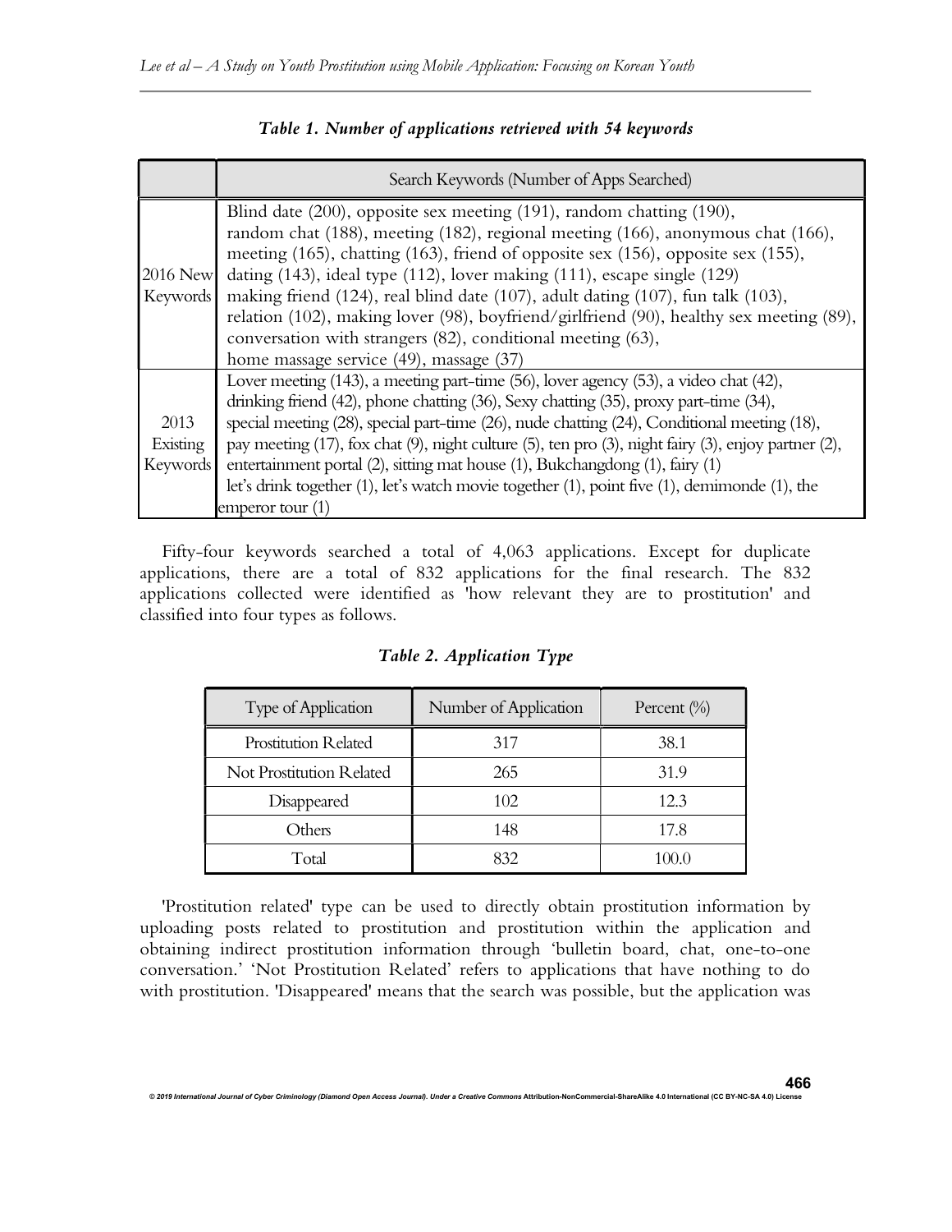*Table 1. Number of applications retrieved with 54 keywords*

| | Search Keywords (Number of Apps Searched) |
|---|---|
| 2016 New Keywords | Blind date (200), opposite sex meeting (191), random chatting (190), random chat (188), meeting (182), regional meeting (166), anonymous chat (166), meeting (165), chatting (163), friend of opposite sex (156), opposite sex (155), dating (143), ideal type (112), lover making (111), escape single (129) making friend (124), real blind date (107), adult dating (107), fun talk (103), relation (102), making lover (98), boyfriend/girlfriend (90), healthy sex meeting (89), conversation with strangers (82), conditional meeting (63), home massage service (49), massage (37) |
| 2013 Existing Keywords | Lover meeting (143), a meeting part-time (56), lover agency (53), a video chat (42), drinking friend (42), phone chatting (36), Sexy chatting (35), proxy part-time (34), special meeting (28), special part-time (26), nude chatting (24), Conditional meeting (18), pay meeting (17), fox chat (9), night culture (5), ten pro (3), night fairy (3), enjoy partner (2), entertainment portal (2), sitting mat house (1), Bukchangdong (1), fairy (1) let's drink together (1), let's watch movie together (1), point five (1), demimonde (1), the emperor tour (1) |

Fifty-four keywords searched a total of 4,063 applications. Except for duplicate applications, there are a total of 832 applications for the final research. The 832 applications collected were identified as 'how relevant they are to prostitution' and classified into four types as follows.

*Table 2. Application Type*

| Type of Application | Number of Application | Percent (%) |
|---|---|---|
| Prostitution Related | 317 | 38.1 |
| Not Prostitution Related | 265 | 31.9 |
| Disappeared | 102 | 12.3 |
| Others | 148 | 17.8 |
| Total | 832 | 100.0 |

'Prostitution related' type can be used to directly obtain prostitution information by uploading posts related to prostitution and prostitution within the application and obtaining indirect prostitution information through 'bulletin board, chat, one-to-one conversation.' 'Not Prostitution Related' refers to applications that have nothing to do with prostitution. 'Disappeared' means that the search was possible, but the application was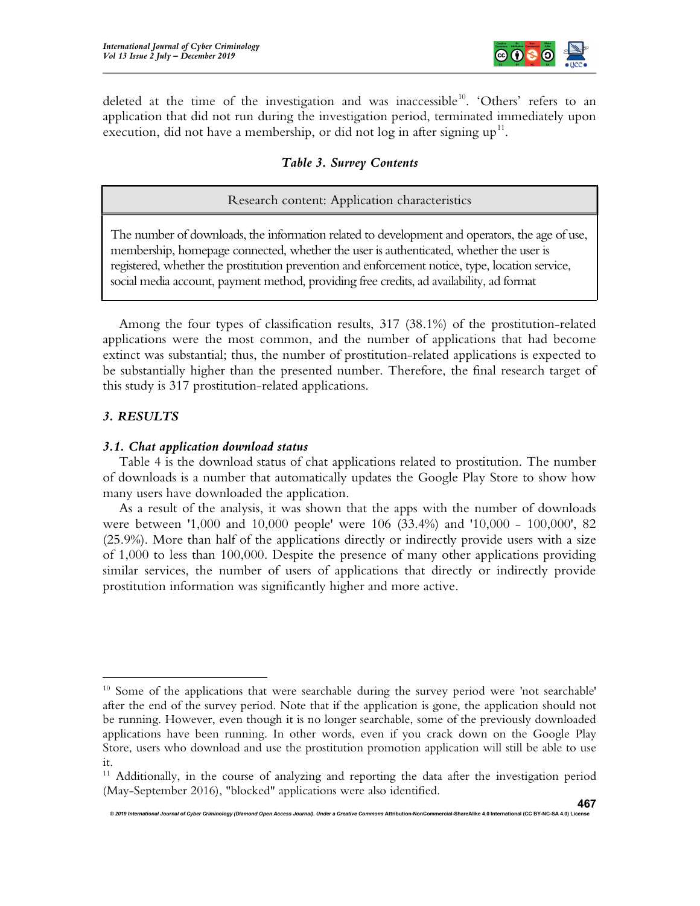deleted at the time of the investigation and was inaccessible[10]. 'Others' refers to an application that did not run during the investigation period, terminated immediately upon execution, did not have a membership, or did not log in after signing up[11].

***Table 3. Survey Contents***

| Research content: Application characteristics |
| --- |
| The number of downloads, the information related to development and operators, the age of use, membership, homepage connected, whether the user is authenticated, whether the user is registered, whether the prostitution prevention and enforcement notice, type, location service, social media account, payment method, providing free credits, ad availability, ad format |

Among the four types of classification results, 317 (38.1%) of the prostitution-related applications were the most common, and the number of applications that had become extinct was substantial; thus, the number of prostitution-related applications is expected to be substantially higher than the presented number. Therefore, the final research target of this study is 317 prostitution-related applications.

## *3. RESULTS*

### *3.1. Chat application download status*

Table 4 is the download status of chat applications related to prostitution. The number of downloads is a number that automatically updates the Google Play Store to show how many users have downloaded the application.

As a result of the analysis, it was shown that the apps with the number of downloads were between '1,000 and 10,000 people' were 106 (33.4%) and '10,000 - 100,000', 82 (25.9%). More than half of the applications directly or indirectly provide users with a size of 1,000 to less than 100,000. Despite the presence of many other applications providing similar services, the number of users of applications that directly or indirectly provide prostitution information was significantly higher and more active.

---

[10] Some of the applications that were searchable during the survey period were 'not searchable' after the end of the survey period. Note that if the application is gone, the application should not be running. However, even though it is no longer searchable, some of the previously downloaded applications have been running. In other words, even if you crack down on the Google Play Store, users who download and use the prostitution promotion application will still be able to use it.

[11] Additionally, in the course of analyzing and reporting the data after the investigation period (May-September 2016), "blocked" applications were also identified.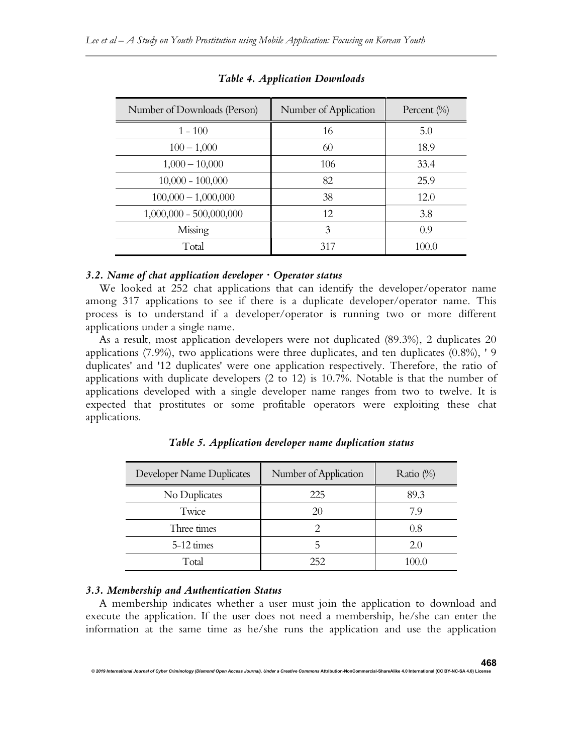*Table 4. Application Downloads*

| Number of Downloads (Person) | Number of Application | Percent (%) |
| --- | --- | --- |
| 1 - 100 | 16 | 5.0 |
| 100 – 1,000 | 60 | 18.9 |
| 1,000 – 10,000 | 106 | 33.4 |
| 10,000 - 100,000 | 82 | 25.9 |
| 100,000 – 1,000,000 | 38 | 12.0 |
| 1,000,000 - 500,000,000 | 12 | 3.8 |
| Missing | 3 | 0.9 |
| Total | 317 | 100.0 |

### *3.2. Name of chat application developer · Operator status*

We looked at 252 chat applications that can identify the developer/operator name among 317 applications to see if there is a duplicate developer/operator name. This process is to understand if a developer/operator is running two or more different applications under a single name.

As a result, most application developers were not duplicated (89.3%), 2 duplicates 20 applications (7.9%), two applications were three duplicates, and ten duplicates (0.8%), ' 9 duplicates' and '12 duplicates' were one application respectively. Therefore, the ratio of applications with duplicate developers (2 to 12) is 10.7%. Notable is that the number of applications developed with a single developer name ranges from two to twelve. It is expected that prostitutes or some profitable operators were exploiting these chat applications.

*Table 5. Application developer name duplication status*

| Developer Name Duplicates | Number of Application | Ratio (%) |
| --- | --- | --- |
| No Duplicates | 225 | 89.3 |
| Twice | 20 | 7.9 |
| Three times | 2 | 0.8 |
| 5-12 times | 5 | 2.0 |
| Total | 252 | 100.0 |

### *3.3. Membership and Authentication Status*

A membership indicates whether a user must join the application to download and execute the application. If the user does not need a membership, he/she can enter the information at the same time as he/she runs the application and use the application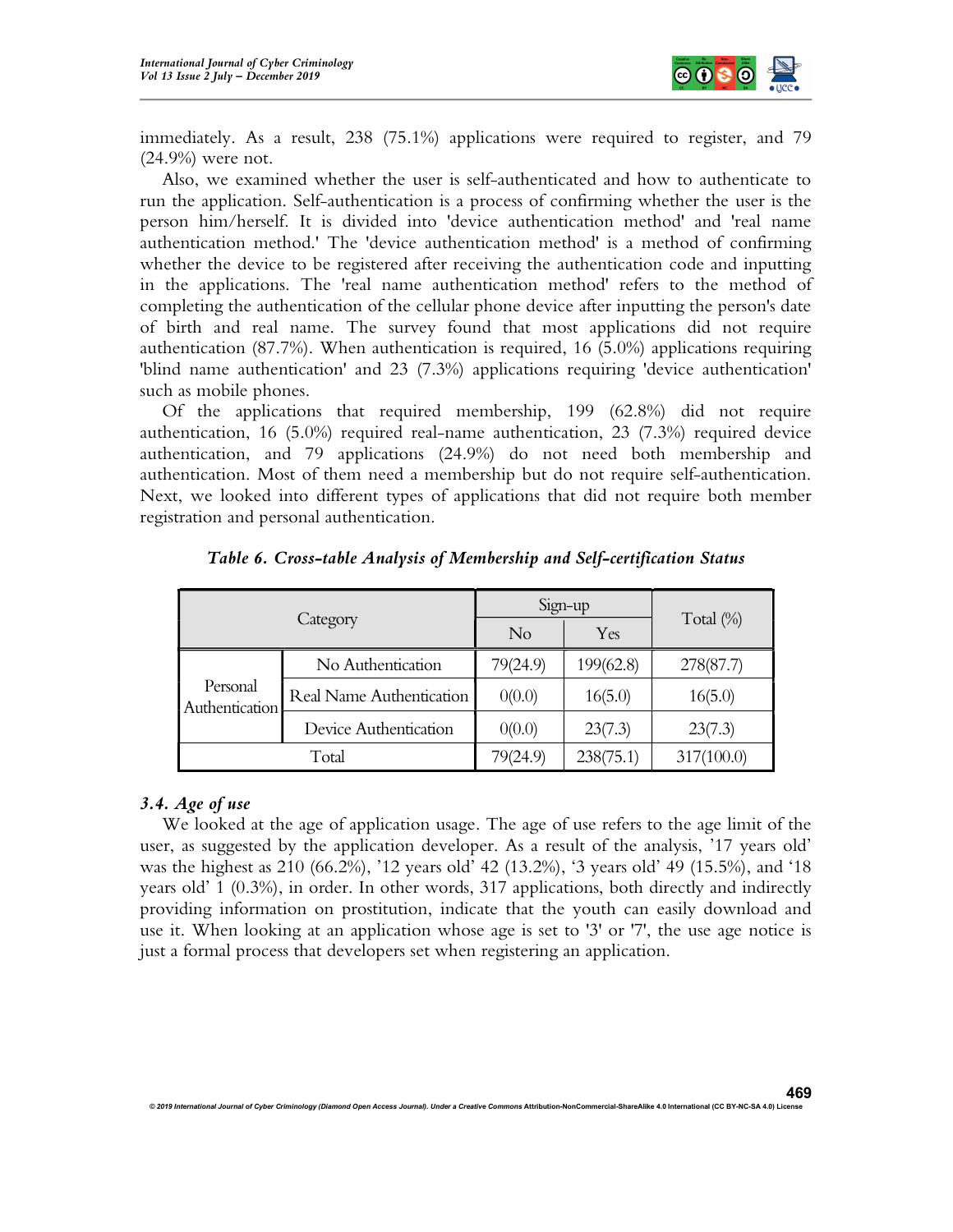immediately. As a result, 238 (75.1%) applications were required to register, and 79 (24.9%) were not.

Also, we examined whether the user is self-authenticated and how to authenticate to run the application. Self-authentication is a process of confirming whether the user is the person him/herself. It is divided into 'device authentication method' and 'real name authentication method.' The 'device authentication method' is a method of confirming whether the device to be registered after receiving the authentication code and inputting in the applications. The 'real name authentication method' refers to the method of completing the authentication of the cellular phone device after inputting the person's date of birth and real name. The survey found that most applications did not require authentication (87.7%). When authentication is required, 16 (5.0%) applications requiring 'blind name authentication' and 23 (7.3%) applications requiring 'device authentication' such as mobile phones.

Of the applications that required membership, 199 (62.8%) did not require authentication, 16 (5.0%) required real-name authentication, 23 (7.3%) required device authentication, and 79 applications (24.9%) do not need both membership and authentication. Most of them need a membership but do not require self-authentication. Next, we looked into different types of applications that did not require both member registration and personal authentication.

***Table 6. Cross-table Analysis of Membership and Self-certification Status***

| Category | | Sign-up | | Total (%) |
|---|---|---|---|---|
| | | No | Yes | |
| Personal Authentication | No Authentication | 79(24.9) | 199(62.8) | 278(87.7) |
| | Real Name Authentication | 0(0.0) | 16(5.0) | 16(5.0) |
| | Device Authentication | 0(0.0) | 23(7.3) | 23(7.3) |
| Total | | 79(24.9) | 238(75.1) | 317(100.0) |

### *3.4. Age of use*

We looked at the age of application usage. The age of use refers to the age limit of the user, as suggested by the application developer. As a result of the analysis, '17 years old' was the highest as 210 (66.2%), '12 years old' 42 (13.2%), '3 years old' 49 (15.5%), and '18 years old' 1 (0.3%), in order. In other words, 317 applications, both directly and indirectly providing information on prostitution, indicate that the youth can easily download and use it. When looking at an application whose age is set to '3' or '7', the use age notice is just a formal process that developers set when registering an application.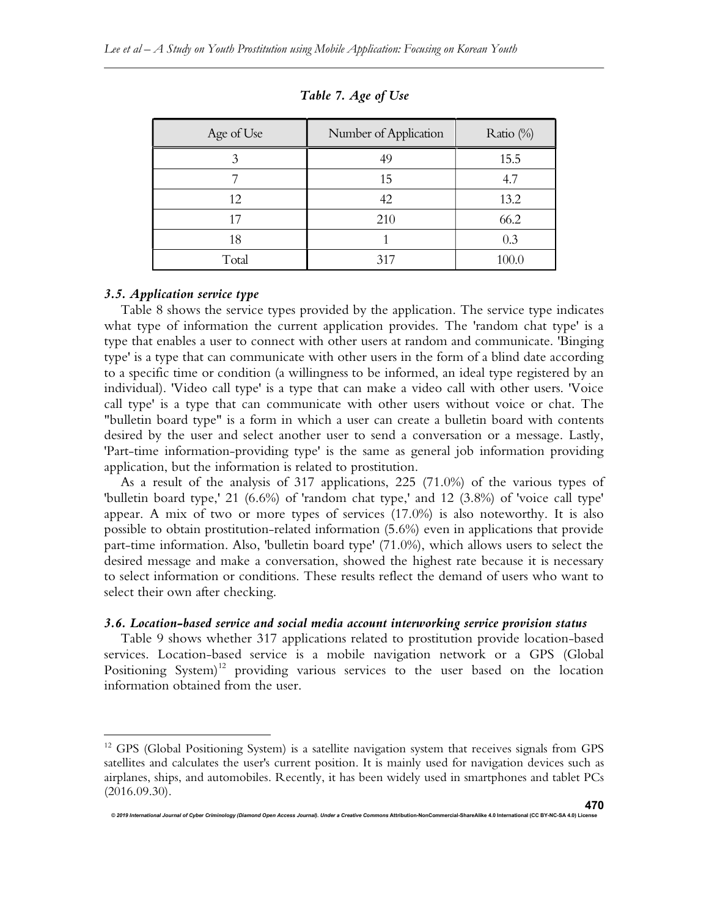*Table 7. Age of Use*

| Age of Use | Number of Application | Ratio (%) |
|---|---|---|
| 3 | 49 | 15.5 |
| 7 | 15 | 4.7 |
| 12 | 42 | 13.2 |
| 17 | 210 | 66.2 |
| 18 | 1 | 0.3 |
| Total | 317 | 100.0 |

### *3.5. Application service type*

Table 8 shows the service types provided by the application. The service type indicates what type of information the current application provides. The 'random chat type' is a type that enables a user to connect with other users at random and communicate. 'Binging type' is a type that can communicate with other users in the form of a blind date according to a specific time or condition (a willingness to be informed, an ideal type registered by an individual). 'Video call type' is a type that can make a video call with other users. 'Voice call type' is a type that can communicate with other users without voice or chat. The "bulletin board type" is a form in which a user can create a bulletin board with contents desired by the user and select another user to send a conversation or a message. Lastly, 'Part-time information-providing type' is the same as general job information providing application, but the information is related to prostitution.

As a result of the analysis of 317 applications, 225 (71.0%) of the various types of 'bulletin board type,' 21 (6.6%) of 'random chat type,' and 12 (3.8%) of 'voice call type' appear. A mix of two or more types of services (17.0%) is also noteworthy. It is also possible to obtain prostitution-related information (5.6%) even in applications that provide part-time information. Also, 'bulletin board type' (71.0%), which allows users to select the desired message and make a conversation, showed the highest rate because it is necessary to select information or conditions. These results reflect the demand of users who want to select their own after checking.

### *3.6. Location-based service and social media account interworking service provision status*

Table 9 shows whether 317 applications related to prostitution provide location-based services. Location-based service is a mobile navigation network or a GPS (Global Positioning System)[12] providing various services to the user based on the location information obtained from the user.

---

[12] GPS (Global Positioning System) is a satellite navigation system that receives signals from GPS satellites and calculates the user's current position. It is mainly used for navigation devices such as airplanes, ships, and automobiles. Recently, it has been widely used in smartphones and tablet PCs (2016.09.30).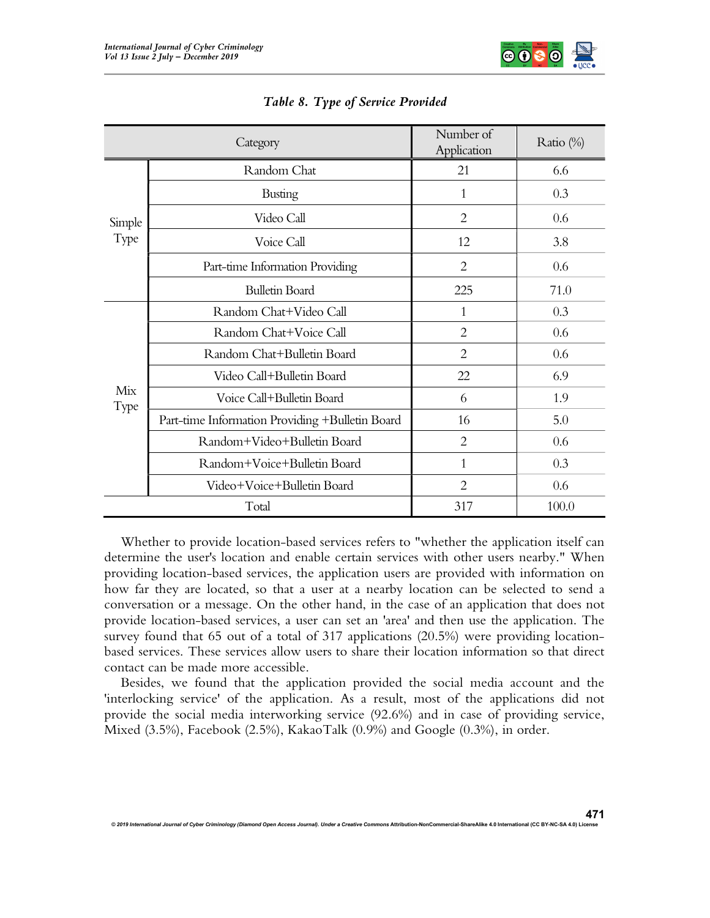*Table 8. Type of Service Provided*

| Category | | Number of Application | Ratio (%) |
|---|---|---|---|
| Simple Type | Random Chat | 21 | 6.6 |
| | Busting | 1 | 0.3 |
| | Video Call | 2 | 0.6 |
| | Voice Call | 12 | 3.8 |
| | Part-time Information Providing | 2 | 0.6 |
| | Bulletin Board | 225 | 71.0 |
| Mix Type | Random Chat+Video Call | 1 | 0.3 |
| | Random Chat+Voice Call | 2 | 0.6 |
| | Random Chat+Bulletin Board | 2 | 0.6 |
| | Video Call+Bulletin Board | 22 | 6.9 |
| | Voice Call+Bulletin Board | 6 | 1.9 |
| | Part-time Information Providing +Bulletin Board | 16 | 5.0 |
| | Random+Video+Bulletin Board | 2 | 0.6 |
| | Random+Voice+Bulletin Board | 1 | 0.3 |
| | Video+Voice+Bulletin Board | 2 | 0.6 |
| Total | | 317 | 100.0 |

Whether to provide location-based services refers to "whether the application itself can determine the user's location and enable certain services with other users nearby." When providing location-based services, the application users are provided with information on how far they are located, so that a user at a nearby location can be selected to send a conversation or a message. On the other hand, in the case of an application that does not provide location-based services, a user can set an 'area' and then use the application. The survey found that 65 out of a total of 317 applications (20.5%) were providing location-based services. These services allow users to share their location information so that direct contact can be made more accessible.

Besides, we found that the application provided the social media account and the 'interlocking service' of the application. As a result, most of the applications did not provide the social media interworking service (92.6%) and in case of providing service, Mixed (3.5%), Facebook (2.5%), KakaoTalk (0.9%) and Google (0.3%), in order.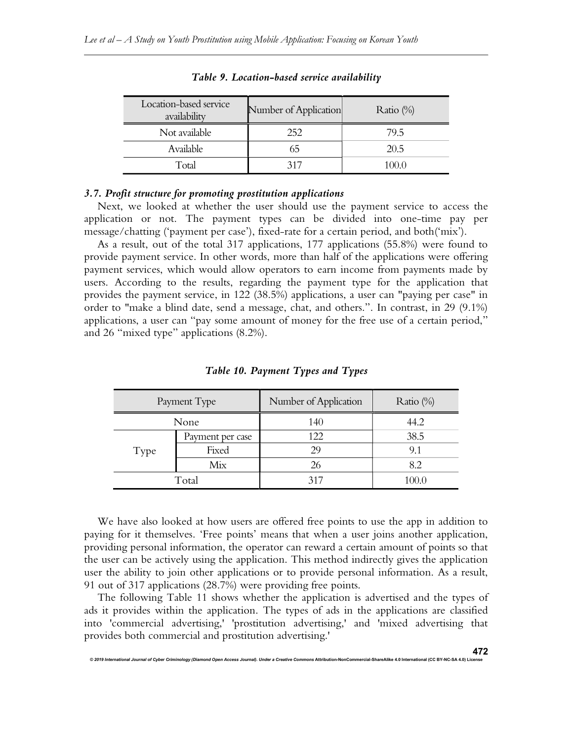*Table 9. Location-based service availability*

| Location-based service availability | Number of Application | Ratio (%) |
|---|---|---|
| Not available | 252 | 79.5 |
| Available | 65 | 20.5 |
| Total | 317 | 100.0 |

### *3.7. Profit structure for promoting prostitution applications*

Next, we looked at whether the user should use the payment service to access the application or not. The payment types can be divided into one-time pay per message/chatting ('payment per case'), fixed-rate for a certain period, and both('mix').

As a result, out of the total 317 applications, 177 applications (55.8%) were found to provide payment service. In other words, more than half of the applications were offering payment services, which would allow operators to earn income from payments made by users. According to the results, regarding the payment type for the application that provides the payment service, in 122 (38.5%) applications, a user can "paying per case" in order to "make a blind date, send a message, chat, and others.". In contrast, in 29 (9.1%) applications, a user can "pay some amount of money for the free use of a certain period," and 26 "mixed type" applications (8.2%).

*Table 10. Payment Types and Types*

| Payment Type | | Number of Application | Ratio (%) |
|---|---|---|---|
| None | | 140 | 44.2 |
| Type | Payment per case | 122 | 38.5 |
| | Fixed | 29 | 9.1 |
| | Mix | 26 | 8.2 |
| Total | | 317 | 100.0 |

We have also looked at how users are offered free points to use the app in addition to paying for it themselves. 'Free points' means that when a user joins another application, providing personal information, the operator can reward a certain amount of points so that the user can be actively using the application. This method indirectly gives the application user the ability to join other applications or to provide personal information. As a result, 91 out of 317 applications (28.7%) were providing free points.

The following Table 11 shows whether the application is advertised and the types of ads it provides within the application. The types of ads in the applications are classified into 'commercial advertising,' 'prostitution advertising,' and 'mixed advertising that provides both commercial and prostitution advertising.'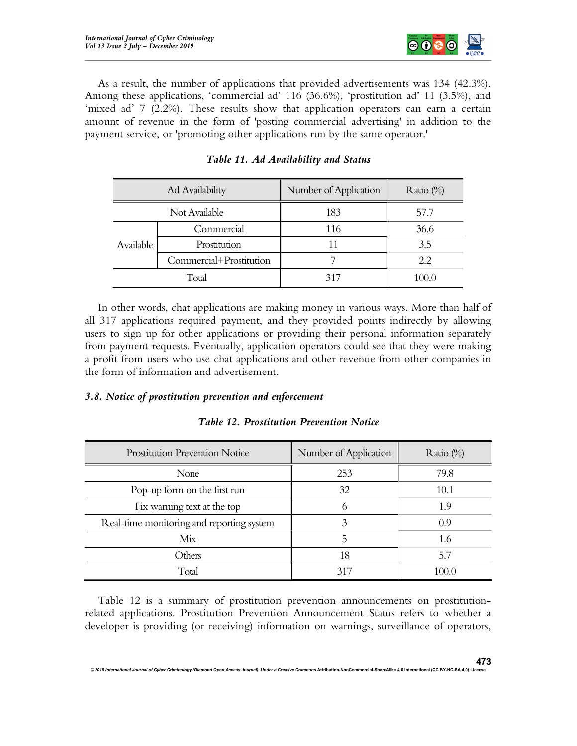As a result, the number of applications that provided advertisements was 134 (42.3%). Among these applications, 'commercial ad' 116 (36.6%), 'prostitution ad' 11 (3.5%), and 'mixed ad' 7 (2.2%). These results show that application operators can earn a certain amount of revenue in the form of 'posting commercial advertising' in addition to the payment service, or 'promoting other applications run by the same operator.'

***Table 11. Ad Availability and Status***

| Ad Availability | | Number of Application | Ratio (%) |
|---|---|---|---|
| Not Available | | 183 | 57.7 |
| Available | Commercial | 116 | 36.6 |
| | Prostitution | 11 | 3.5 |
| | Commercial+Prostitution | 7 | 2.2 |
| Total | | 317 | 100.0 |

In other words, chat applications are making money in various ways. More than half of all 317 applications required payment, and they provided points indirectly by allowing users to sign up for other applications or providing their personal information separately from payment requests. Eventually, application operators could see that they were making a profit from users who use chat applications and other revenue from other companies in the form of information and advertisement.

### *3.8. Notice of prostitution prevention and enforcement*

***Table 12. Prostitution Prevention Notice***

| Prostitution Prevention Notice | Number of Application | Ratio (%) |
|---|---|---|
| None | 253 | 79.8 |
| Pop-up form on the first run | 32 | 10.1 |
| Fix warning text at the top | 6 | 1.9 |
| Real-time monitoring and reporting system | 3 | 0.9 |
| Mix | 5 | 1.6 |
| Others | 18 | 5.7 |
| Total | 317 | 100.0 |

Table 12 is a summary of prostitution prevention announcements on prostitution-related applications. Prostitution Prevention Announcement Status refers to whether a developer is providing (or receiving) information on warnings, surveillance of operators,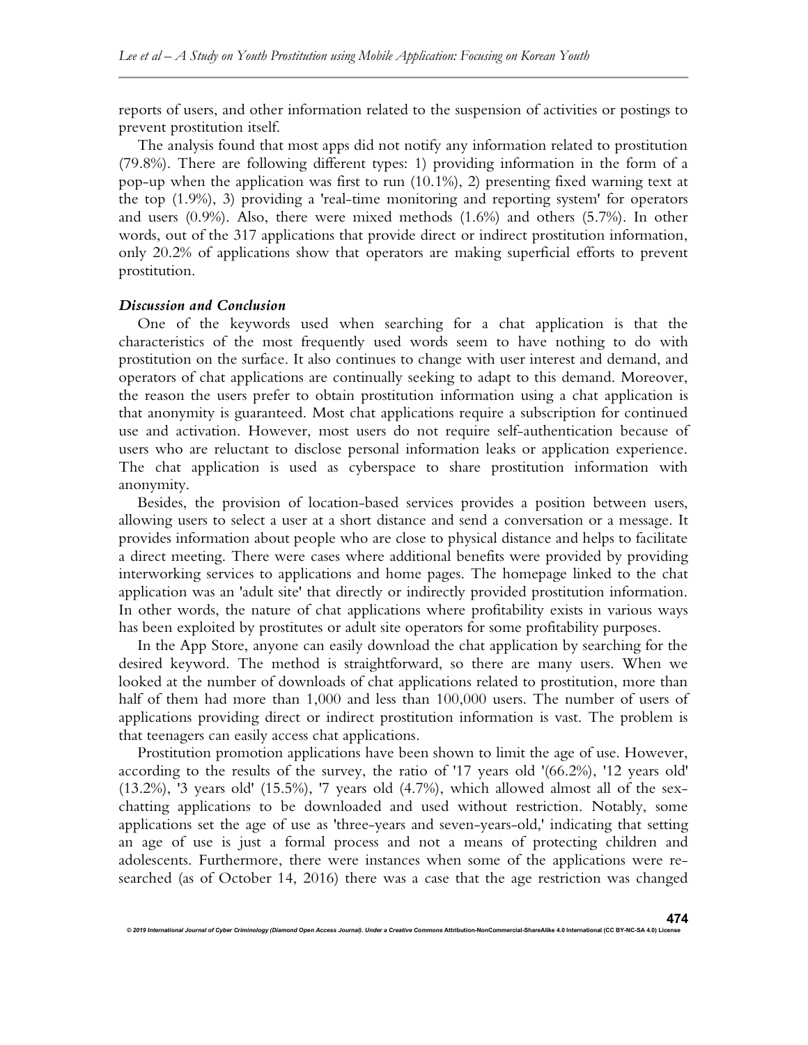reports of users, and other information related to the suspension of activities or postings to prevent prostitution itself.

The analysis found that most apps did not notify any information related to prostitution (79.8%). There are following different types: 1) providing information in the form of a pop-up when the application was first to run (10.1%), 2) presenting fixed warning text at the top (1.9%), 3) providing a 'real-time monitoring and reporting system' for operators and users (0.9%). Also, there were mixed methods (1.6%) and others (5.7%). In other words, out of the 317 applications that provide direct or indirect prostitution information, only 20.2% of applications show that operators are making superficial efforts to prevent prostitution.

### *Discussion and Conclusion*

One of the keywords used when searching for a chat application is that the characteristics of the most frequently used words seem to have nothing to do with prostitution on the surface. It also continues to change with user interest and demand, and operators of chat applications are continually seeking to adapt to this demand. Moreover, the reason the users prefer to obtain prostitution information using a chat application is that anonymity is guaranteed. Most chat applications require a subscription for continued use and activation. However, most users do not require self-authentication because of users who are reluctant to disclose personal information leaks or application experience. The chat application is used as cyberspace to share prostitution information with anonymity.

Besides, the provision of location-based services provides a position between users, allowing users to select a user at a short distance and send a conversation or a message. It provides information about people who are close to physical distance and helps to facilitate a direct meeting. There were cases where additional benefits were provided by providing interworking services to applications and home pages. The homepage linked to the chat application was an 'adult site' that directly or indirectly provided prostitution information. In other words, the nature of chat applications where profitability exists in various ways has been exploited by prostitutes or adult site operators for some profitability purposes.

In the App Store, anyone can easily download the chat application by searching for the desired keyword. The method is straightforward, so there are many users. When we looked at the number of downloads of chat applications related to prostitution, more than half of them had more than 1,000 and less than 100,000 users. The number of users of applications providing direct or indirect prostitution information is vast. The problem is that teenagers can easily access chat applications.

Prostitution promotion applications have been shown to limit the age of use. However, according to the results of the survey, the ratio of '17 years old '(66.2%), '12 years old' (13.2%), '3 years old' (15.5%), '7 years old (4.7%), which allowed almost all of the sex-chatting applications to be downloaded and used without restriction. Notably, some applications set the age of use as 'three-years and seven-years-old,' indicating that setting an age of use is just a formal process and not a means of protecting children and adolescents. Furthermore, there were instances when some of the applications were re-searched (as of October 14, 2016) there was a case that the age restriction was changed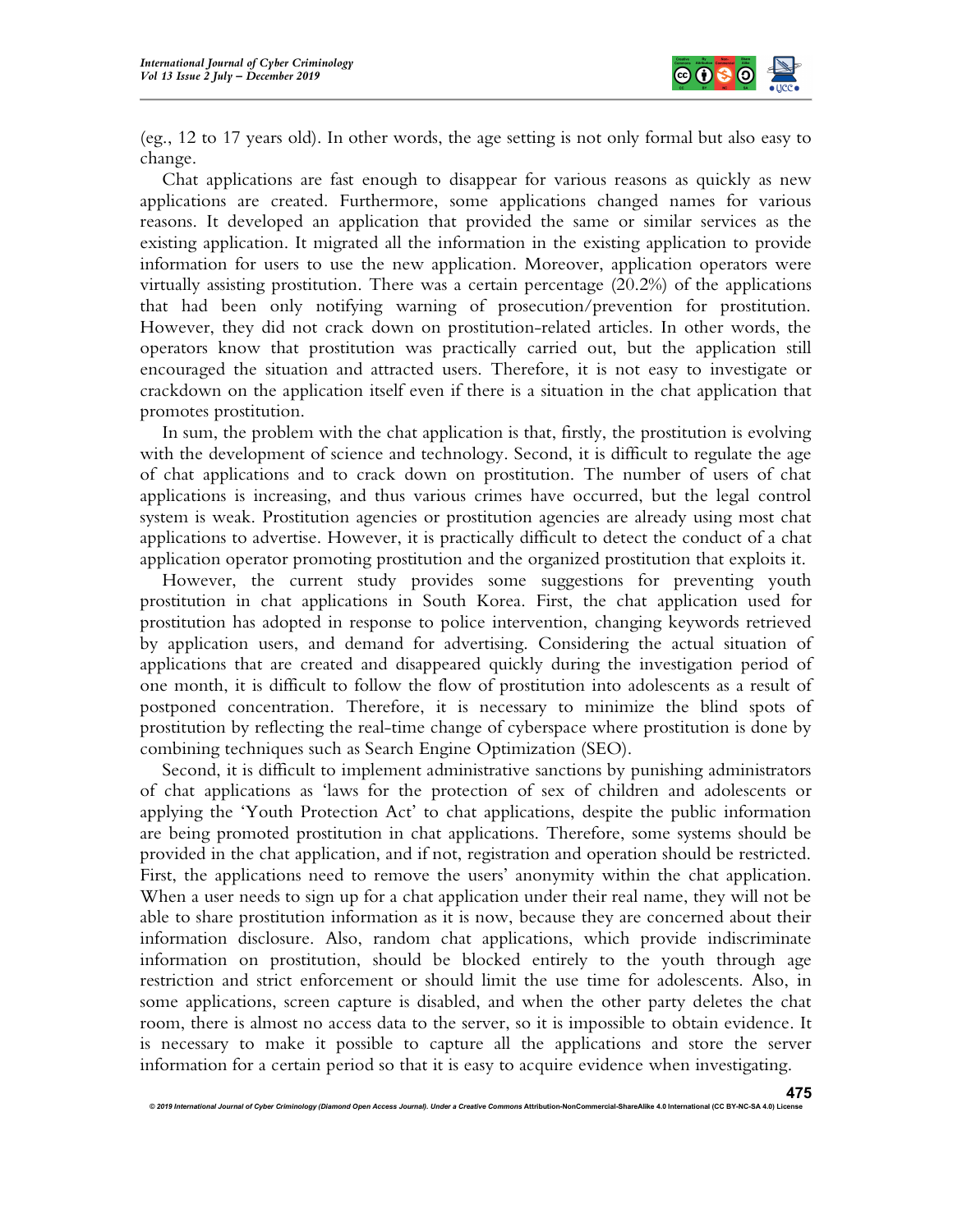(eg., 12 to 17 years old). In other words, the age setting is not only formal but also easy to change.

Chat applications are fast enough to disappear for various reasons as quickly as new applications are created. Furthermore, some applications changed names for various reasons. It developed an application that provided the same or similar services as the existing application. It migrated all the information in the existing application to provide information for users to use the new application. Moreover, application operators were virtually assisting prostitution. There was a certain percentage (20.2%) of the applications that had been only notifying warning of prosecution/prevention for prostitution. However, they did not crack down on prostitution-related articles. In other words, the operators know that prostitution was practically carried out, but the application still encouraged the situation and attracted users. Therefore, it is not easy to investigate or crackdown on the application itself even if there is a situation in the chat application that promotes prostitution.

In sum, the problem with the chat application is that, firstly, the prostitution is evolving with the development of science and technology. Second, it is difficult to regulate the age of chat applications and to crack down on prostitution. The number of users of chat applications is increasing, and thus various crimes have occurred, but the legal control system is weak. Prostitution agencies or prostitution agencies are already using most chat applications to advertise. However, it is practically difficult to detect the conduct of a chat application operator promoting prostitution and the organized prostitution that exploits it.

However, the current study provides some suggestions for preventing youth prostitution in chat applications in South Korea. First, the chat application used for prostitution has adopted in response to police intervention, changing keywords retrieved by application users, and demand for advertising. Considering the actual situation of applications that are created and disappeared quickly during the investigation period of one month, it is difficult to follow the flow of prostitution into adolescents as a result of postponed concentration. Therefore, it is necessary to minimize the blind spots of prostitution by reflecting the real-time change of cyberspace where prostitution is done by combining techniques such as Search Engine Optimization (SEO).

Second, it is difficult to implement administrative sanctions by punishing administrators of chat applications as 'laws for the protection of sex of children and adolescents or applying the 'Youth Protection Act' to chat applications, despite the public information are being promoted prostitution in chat applications. Therefore, some systems should be provided in the chat application, and if not, registration and operation should be restricted. First, the applications need to remove the users' anonymity within the chat application. When a user needs to sign up for a chat application under their real name, they will not be able to share prostitution information as it is now, because they are concerned about their information disclosure. Also, random chat applications, which provide indiscriminate information on prostitution, should be blocked entirely to the youth through age restriction and strict enforcement or should limit the use time for adolescents. Also, in some applications, screen capture is disabled, and when the other party deletes the chat room, there is almost no access data to the server, so it is impossible to obtain evidence. It is necessary to make it possible to capture all the applications and store the server information for a certain period so that it is easy to acquire evidence when investigating.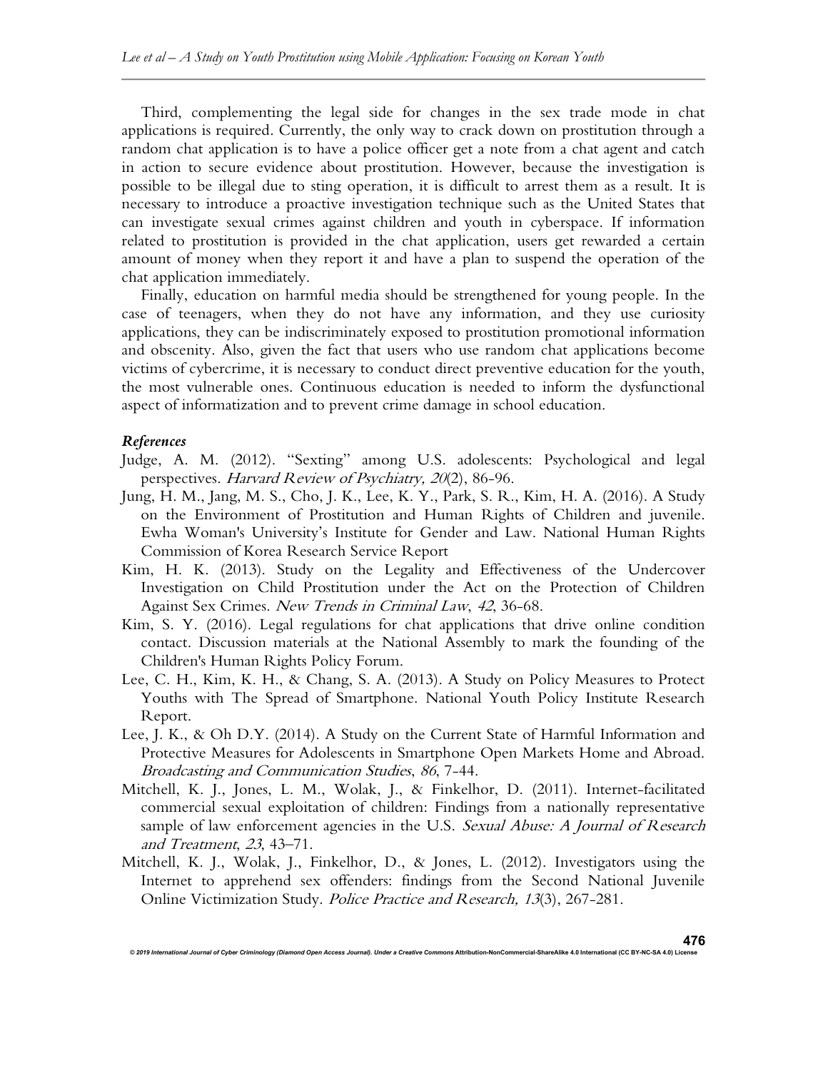Third, complementing the legal side for changes in the sex trade mode in chat applications is required. Currently, the only way to crack down on prostitution through a random chat application is to have a police officer get a note from a chat agent and catch in action to secure evidence about prostitution. However, because the investigation is possible to be illegal due to sting operation, it is difficult to arrest them as a result. It is necessary to introduce a proactive investigation technique such as the United States that can investigate sexual crimes against children and youth in cyberspace. If information related to prostitution is provided in the chat application, users get rewarded a certain amount of money when they report it and have a plan to suspend the operation of the chat application immediately.

Finally, education on harmful media should be strengthened for young people. In the case of teenagers, when they do not have any information, and they use curiosity applications, they can be indiscriminately exposed to prostitution promotional information and obscenity. Also, given the fact that users who use random chat applications become victims of cybercrime, it is necessary to conduct direct preventive education for the youth, the most vulnerable ones. Continuous education is needed to inform the dysfunctional aspect of informatization and to prevent crime damage in school education.

### *References*

Judge, A. M. (2012). "Sexting" among U.S. adolescents: Psychological and legal perspectives. *Harvard Review of Psychiatry, 20*(2), 86-96.

Jung, H. M., Jang, M. S., Cho, J. K., Lee, K. Y., Park, S. R., Kim, H. A. (2016). A Study on the Environment of Prostitution and Human Rights of Children and juvenile. Ewha Woman's University's Institute for Gender and Law. National Human Rights Commission of Korea Research Service Report

Kim, H. K. (2013). Study on the Legality and Effectiveness of the Undercover Investigation on Child Prostitution under the Act on the Protection of Children Against Sex Crimes. *New Trends in Criminal Law*, *42*, 36-68.

Kim, S. Y. (2016). Legal regulations for chat applications that drive online condition contact. Discussion materials at the National Assembly to mark the founding of the Children's Human Rights Policy Forum.

Lee, C. H., Kim, K. H., & Chang, S. A. (2013). A Study on Policy Measures to Protect Youths with The Spread of Smartphone. National Youth Policy Institute Research Report.

Lee, J. K., & Oh D.Y. (2014). A Study on the Current State of Harmful Information and Protective Measures for Adolescents in Smartphone Open Markets Home and Abroad. *Broadcasting and Communication Studies*, *86*, 7-44.

Mitchell, K. J., Jones, L. M., Wolak, J., & Finkelhor, D. (2011). Internet-facilitated commercial sexual exploitation of children: Findings from a nationally representative sample of law enforcement agencies in the U.S. *Sexual Abuse: A Journal of Research and Treatment*, *23*, 43–71.

Mitchell, K. J., Wolak, J., Finkelhor, D., & Jones, L. (2012). Investigators using the Internet to apprehend sex offenders: findings from the Second National Juvenile Online Victimization Study. *Police Practice and Research, 13*(3), 267-281.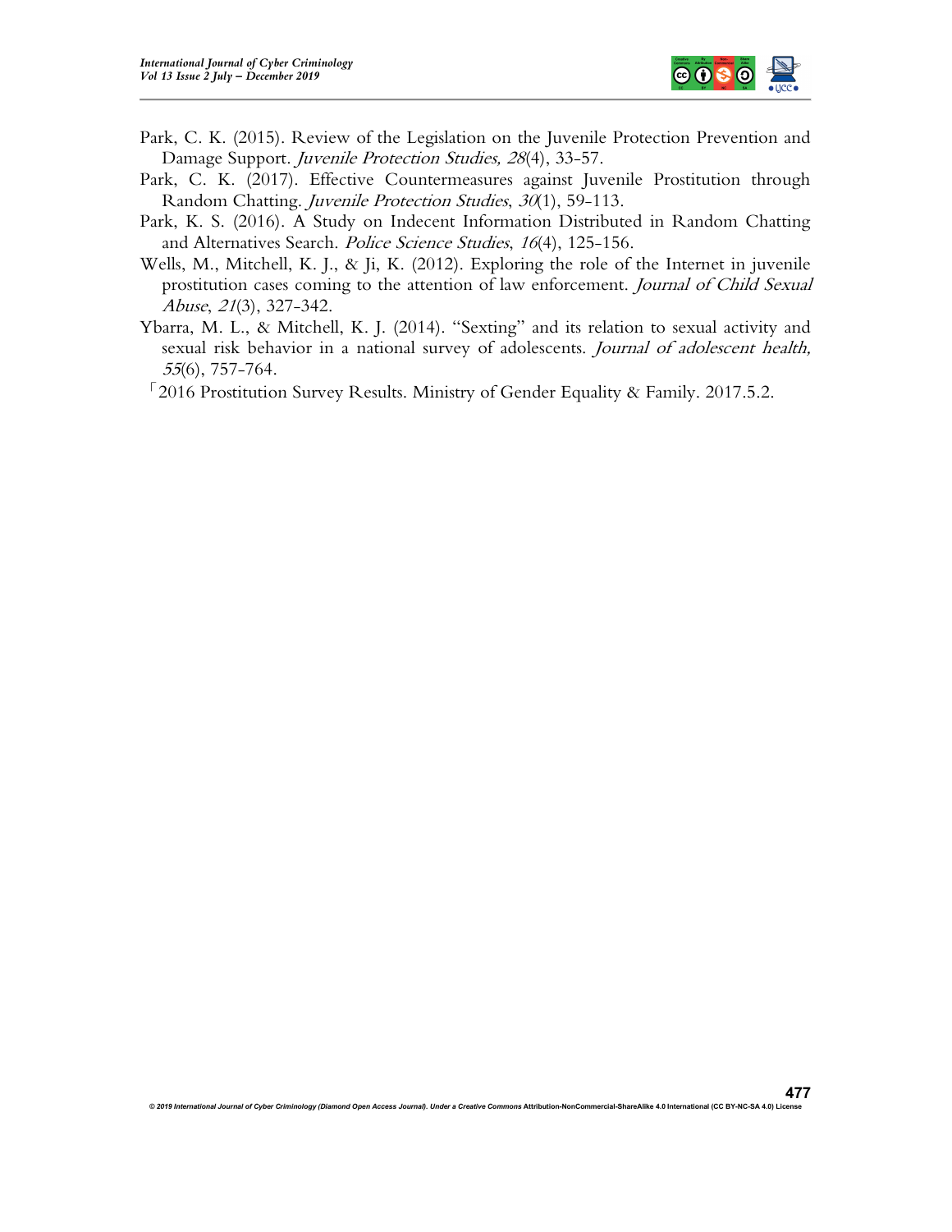Park, C. K. (2015). Review of the Legislation on the Juvenile Protection Prevention and Damage Support. *Juvenile Protection Studies, 28*(4), 33-57.

Park, C. K. (2017). Effective Countermeasures against Juvenile Prostitution through Random Chatting. *Juvenile Protection Studies*, *30*(1), 59-113.

Park, K. S. (2016). A Study on Indecent Information Distributed in Random Chatting and Alternatives Search. *Police Science Studies*, *16*(4), 125-156.

Wells, M., Mitchell, K. J., & Ji, K. (2012). Exploring the role of the Internet in juvenile prostitution cases coming to the attention of law enforcement. *Journal of Child Sexual Abuse*, *21*(3), 327-342.

Ybarra, M. L., & Mitchell, K. J. (2014). "Sexting" and its relation to sexual activity and sexual risk behavior in a national survey of adolescents. *Journal of adolescent health, 55*(6), 757-764.

「2016 Prostitution Survey Results. Ministry of Gender Equality & Family. 2017.5.2.